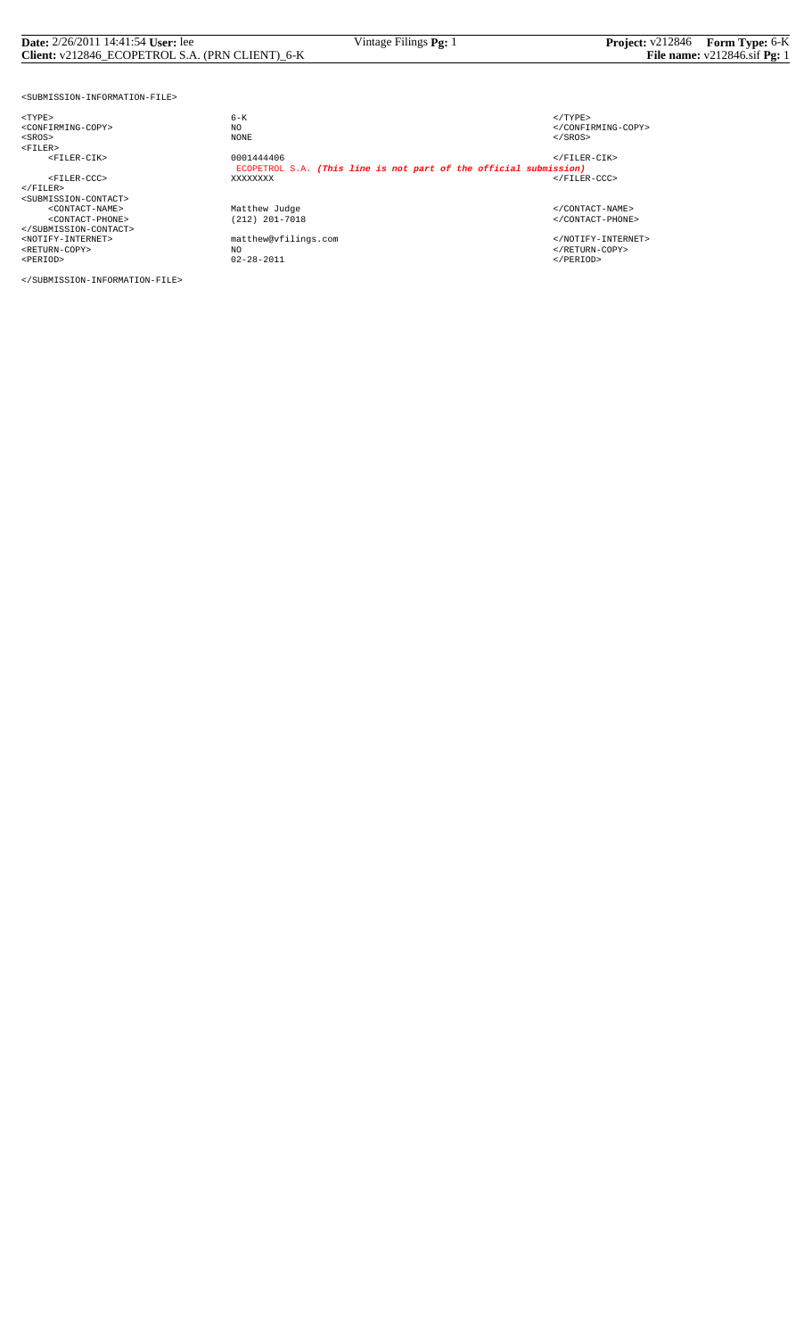```
<SUBMISSION-INFORMATION-FILE>

<TYPE>                      6-K                                                              </TYPE>
<CONFIRMING-COPY>           NO                                                               </CONFIRMING-COPY>
<SROS>                      NONE                                                             </SROS>
<FILER>
     <FILER-CIK>            0001444406                                                       </FILER-CIK>
                            ECOPETROL S.A. (This line is not part of the official submission)
     <FILER-CCC>            XXXXXXXX                                                         </FILER-CCC>
</FILER>
<SUBMISSION-CONTACT>
     <CONTACT-NAME>         Matthew Judge                                                    </CONTACT-NAME>
     <CONTACT-PHONE>        (212) 201-7018                                                   </CONTACT-PHONE>
</SUBMISSION-CONTACT>
<NOTIFY-INTERNET>           matthew@vfilings.com                                             </NOTIFY-INTERNET>
<RETURN-COPY>               NO                                                               </RETURN-COPY>
<PERIOD>                    02-28-2011                                                       </PERIOD>

</SUBMISSION-INFORMATION-FILE>
```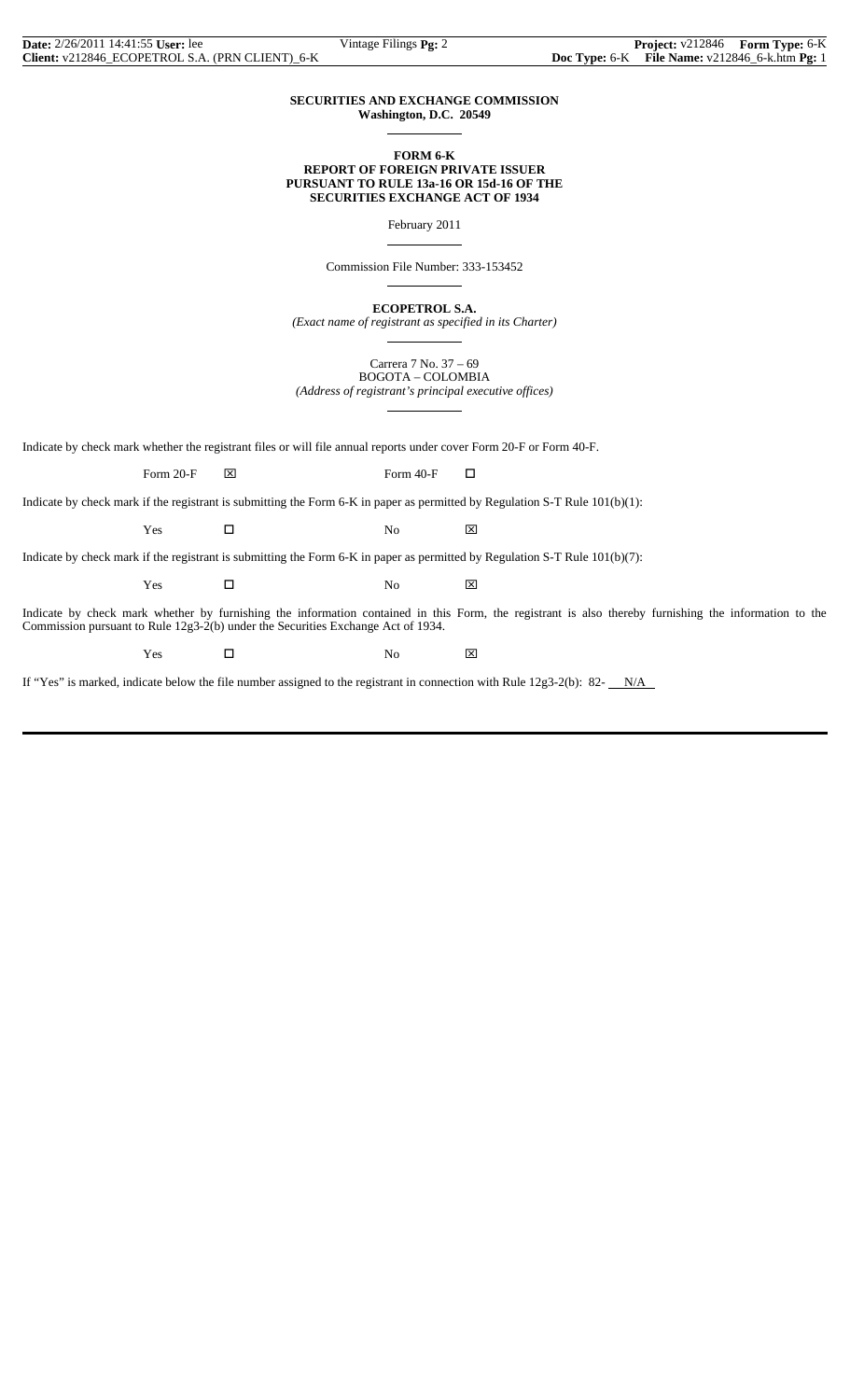**SECURITIES AND EXCHANGE COMMISSION**
**Washington, D.C. 20549**

**FORM 6-K**
**REPORT OF FOREIGN PRIVATE ISSUER**
**PURSUANT TO RULE 13a-16 OR 15d-16 OF THE**
**SECURITIES EXCHANGE ACT OF 1934**

February 2011

Commission File Number: 333-153452

**ECOPETROL S.A.**
*(Exact name of registrant as specified in its Charter)*

Carrera 7 No. 37 – 69
BOGOTA – COLOMBIA
*(Address of registrant's principal executive offices)*

Indicate by check mark whether the registrant files or will file annual reports under cover Form 20-F or Form 40-F.

Form 20-F ☒ Form 40-F ☐

Indicate by check mark if the registrant is submitting the Form 6-K in paper as permitted by Regulation S-T Rule 101(b)(1):

Yes ☐ No ☒

Indicate by check mark if the registrant is submitting the Form 6-K in paper as permitted by Regulation S-T Rule 101(b)(7):

Yes ☐ No ☒

Indicate by check mark whether by furnishing the information contained in this Form, the registrant is also thereby furnishing the information to the Commission pursuant to Rule 12g3-2(b) under the Securities Exchange Act of 1934.

Yes ☐ No ☒

If "Yes" is marked, indicate below the file number assigned to the registrant in connection with Rule 12g3-2(b): 82- N/A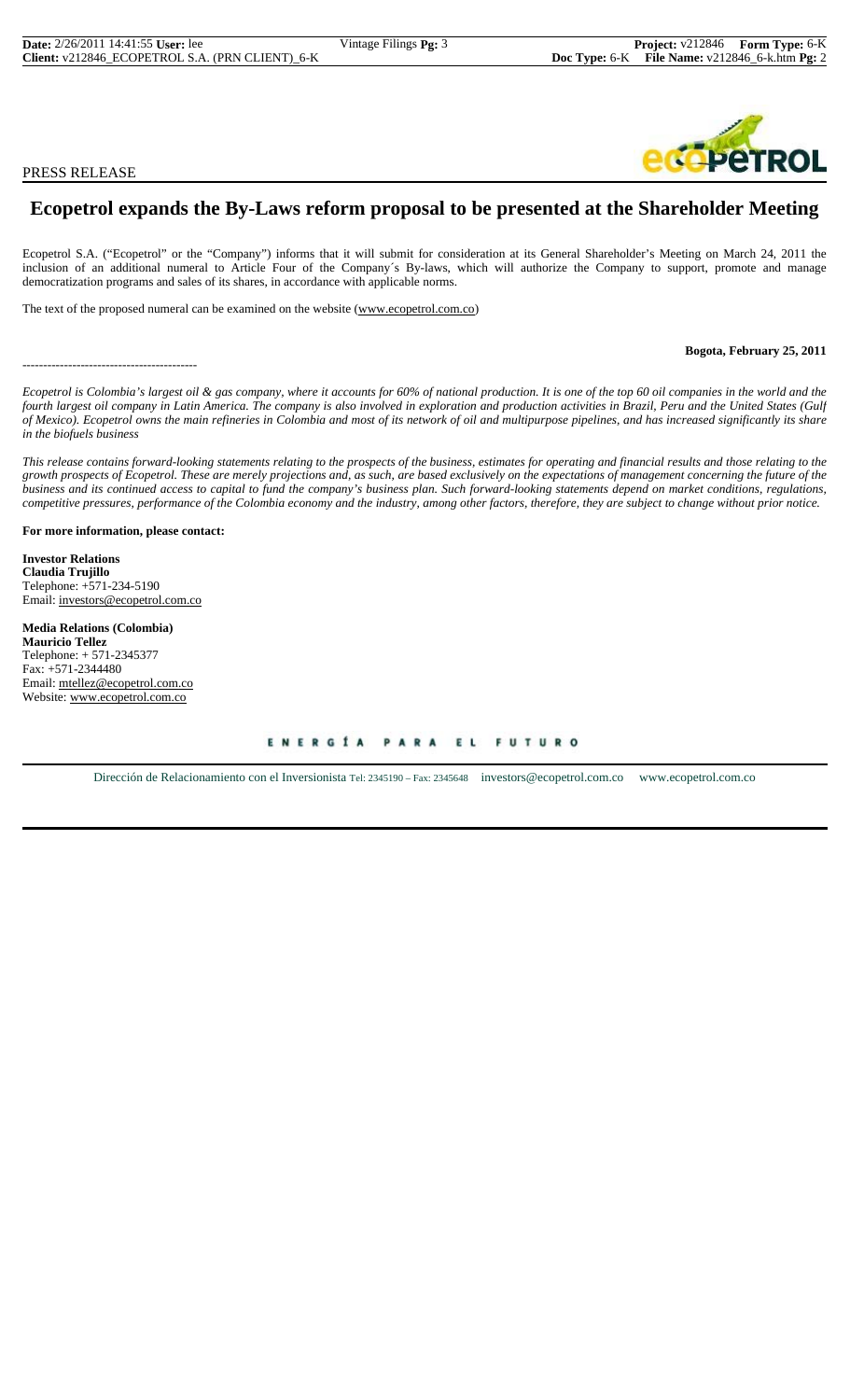PRESS RELEASE

# Ecopetrol expands the By-Laws reform proposal to be presented at the Shareholder Meeting

Ecopetrol S.A. ("Ecopetrol" or the "Company") informs that it will submit for consideration at its General Shareholder's Meeting on March 24, 2011 the inclusion of an additional numeral to Article Four of the Company´s By-laws, which will authorize the Company to support, promote and manage democratization programs and sales of its shares, in accordance with applicable norms.

The text of the proposed numeral can be examined on the website (www.ecopetrol.com.co)

**Bogota, February 25, 2011**

------------------------------------------

*Ecopetrol is Colombia's largest oil & gas company, where it accounts for 60% of national production. It is one of the top 60 oil companies in the world and the fourth largest oil company in Latin America. The company is also involved in exploration and production activities in Brazil, Peru and the United States (Gulf of Mexico). Ecopetrol owns the main refineries in Colombia and most of its network of oil and multipurpose pipelines, and has increased significantly its share in the biofuels business*

*This release contains forward-looking statements relating to the prospects of the business, estimates for operating and financial results and those relating to the growth prospects of Ecopetrol. These are merely projections and, as such, are based exclusively on the expectations of management concerning the future of the business and its continued access to capital to fund the company's business plan. Such forward-looking statements depend on market conditions, regulations, competitive pressures, performance of the Colombia economy and the industry, among other factors, therefore, they are subject to change without prior notice.*

**For more information, please contact:**

**Investor Relations**
**Claudia Trujillo**
Telephone: +571-234-5190
Email: investors@ecopetrol.com.co

**Media Relations (Colombia)**
**Mauricio Tellez**
Telephone: + 571-2345377
Fax: +571-2344480
Email: mtellez@ecopetrol.com.co
Website: www.ecopetrol.com.co

ENERGÍA PARA EL FUTURO

Dirección de Relacionamiento con el Inversionista Tel: 2345190 – Fax: 2345648 investors@ecopetrol.com.co www.ecopetrol.com.co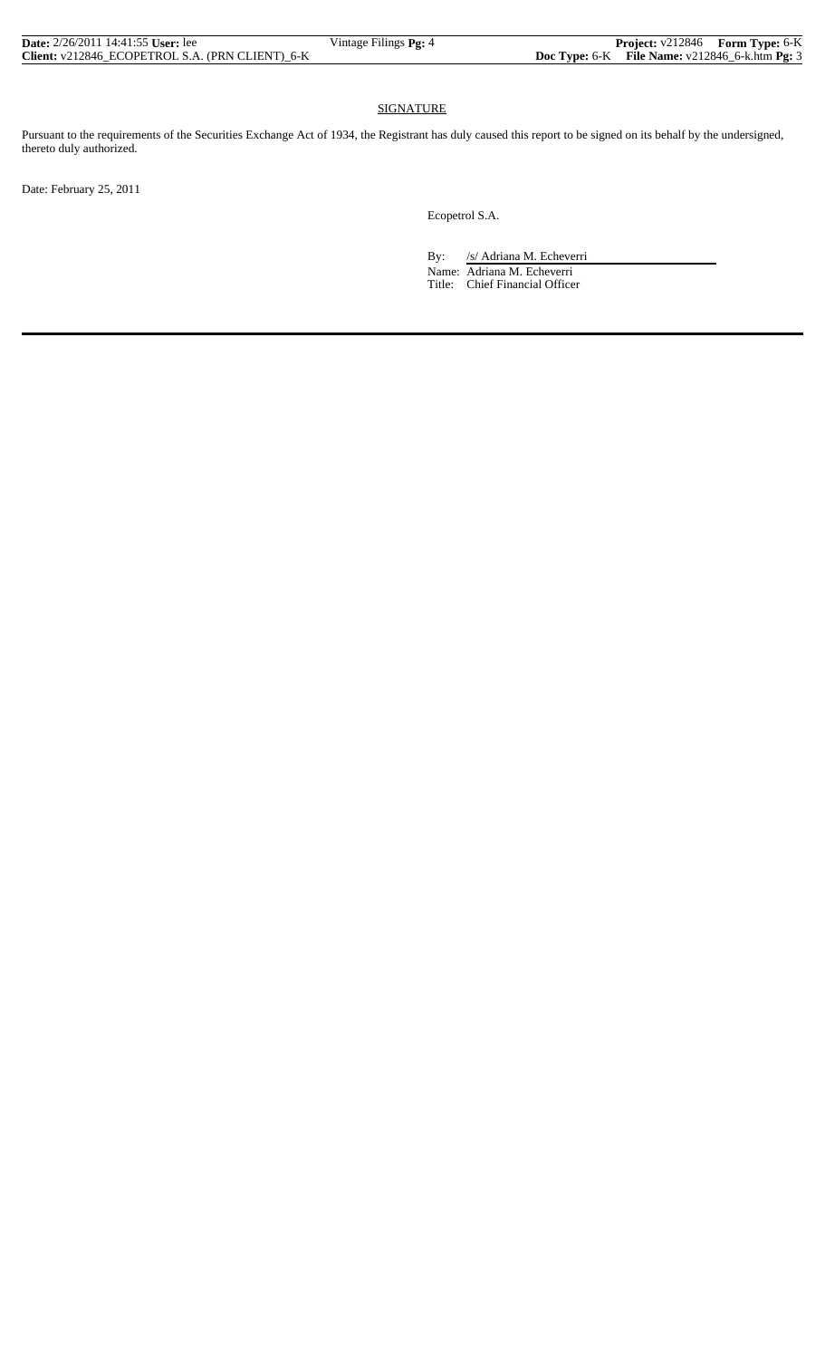## SIGNATURE

Pursuant to the requirements of the Securities Exchange Act of 1934, the Registrant has duly caused this report to be signed on its behalf by the undersigned, thereto duly authorized.

Date: February 25, 2011

Ecopetrol S.A.

By: /s/ Adriana M. Echeverri

Name: Adriana M. Echeverri

Title: Chief Financial Officer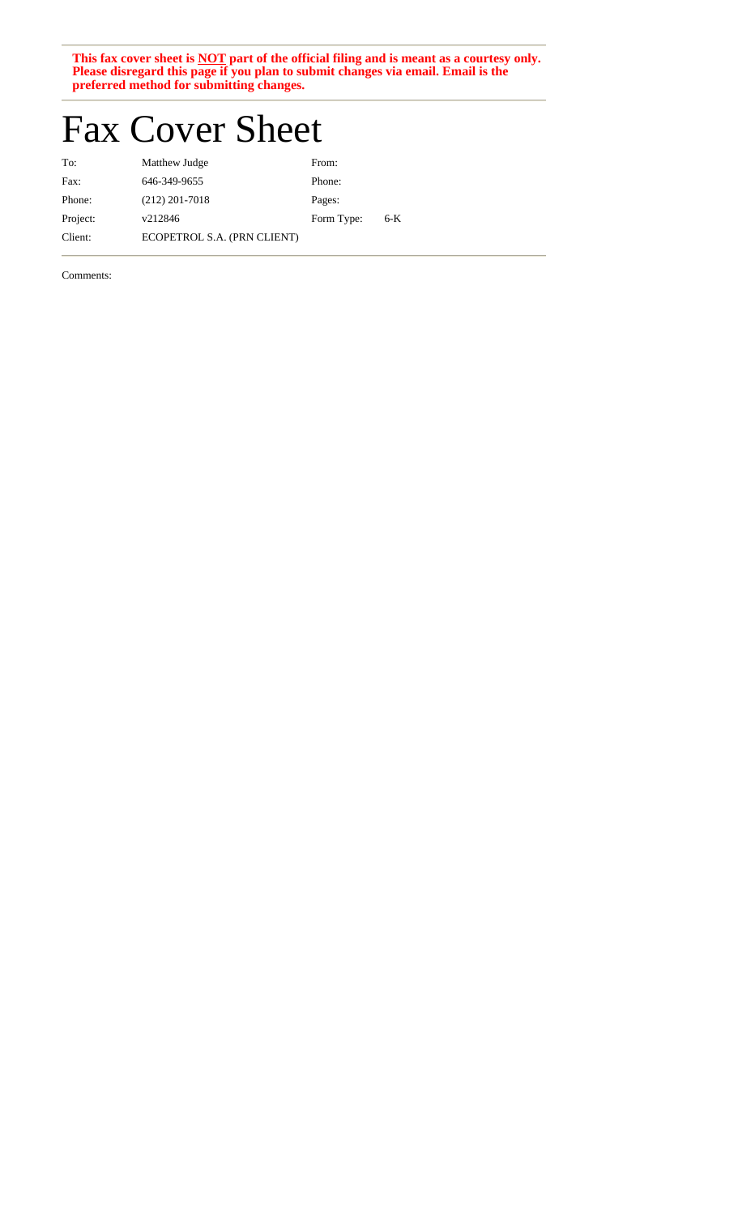**This fax cover sheet is NOT part of the official filing and is meant as a courtesy only. Please disregard this page if you plan to submit changes via email. Email is the preferred method for submitting changes.**

# Fax Cover Sheet

| | | | |
|---|---|---|---|
| To: | Matthew Judge | From: | |
| Fax: | 646-349-9655 | Phone: | |
| Phone: | (212) 201-7018 | Pages: | |
| Project: | v212846 | Form Type: | 6-K |
| Client: | ECOPETROL S.A. (PRN CLIENT) | | |

Comments: